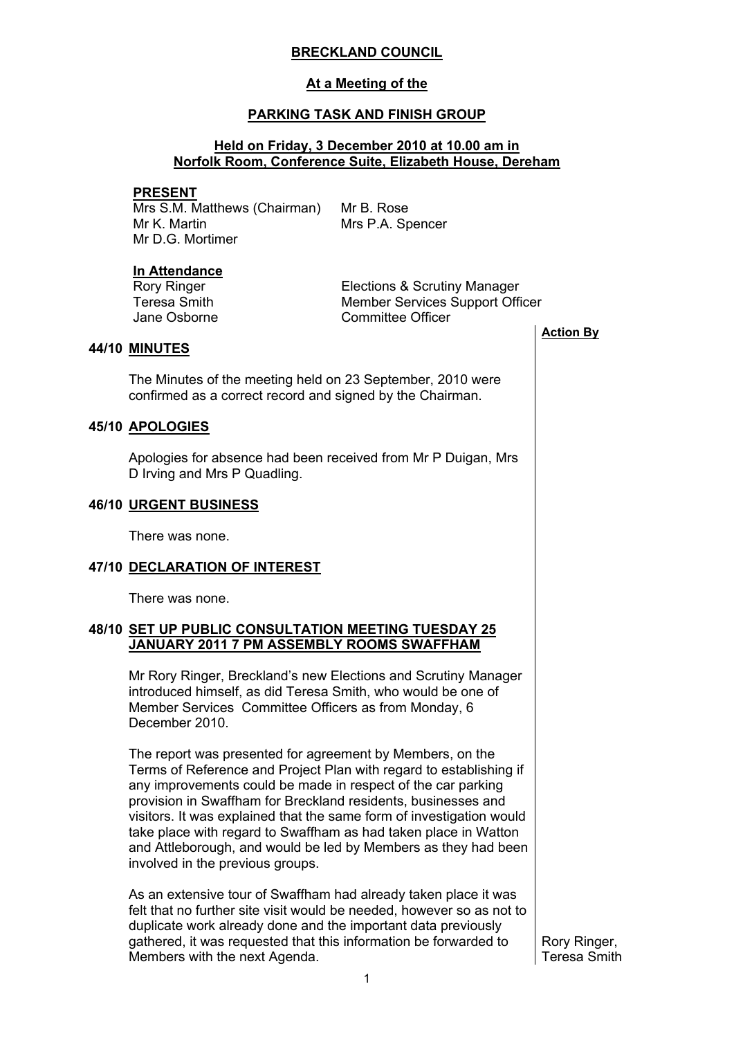# BRECKLAND COUNCIL

## At a Meeting of the

## PARKING TASK AND FINISH GROUP

### Held on Friday, 3 December 2010 at 10.00 am in Norfolk Room, Conference Suite, Elizabeth House, Dereham

**PRESENT**

Mrs S.M. Matthews (Chairman)
Mr K. Martin
Mr D.G. Mortimer
Mr B. Rose
Mrs P.A. Spencer

**In Attendance**

| | |
|---|---|
| Rory Ringer | Elections & Scrutiny Manager |
| Teresa Smith | Member Services Support Officer |
| Jane Osborne | Committee Officer |

**Action By**

**44/10 MINUTES**

The Minutes of the meeting held on 23 September, 2010 were confirmed as a correct record and signed by the Chairman.

**45/10 APOLOGIES**

Apologies for absence had been received from Mr P Duigan, Mrs D Irving and Mrs P Quadling.

**46/10 URGENT BUSINESS**

There was none.

**47/10 DECLARATION OF INTEREST**

There was none.

**48/10 SET UP PUBLIC CONSULTATION MEETING TUESDAY 25 JANUARY 2011 7 PM ASSEMBLY ROOMS SWAFFHAM**

Mr Rory Ringer, Breckland's new Elections and Scrutiny Manager introduced himself, as did Teresa Smith, who would be one of Member Services Committee Officers as from Monday, 6 December 2010.

The report was presented for agreement by Members, on the Terms of Reference and Project Plan with regard to establishing if any improvements could be made in respect of the car parking provision in Swaffham for Breckland residents, businesses and visitors. It was explained that the same form of investigation would take place with regard to Swaffham as had taken place in Watton and Attleborough, and would be led by Members as they had been involved in the previous groups.

As an extensive tour of Swaffham had already taken place it was felt that no further site visit would be needed, however so as not to duplicate work already done and the important data previously gathered, it was requested that this information be forwarded to Members with the next Agenda.

*Action By:* Rory Ringer, Teresa Smith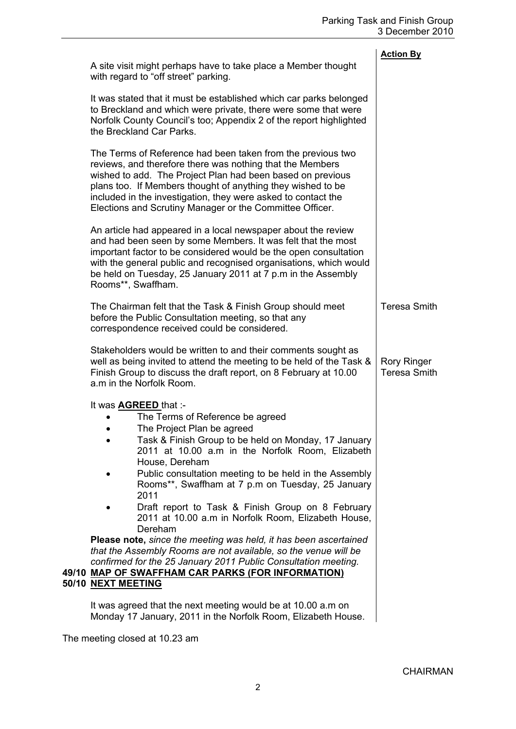| | Action By |
|---|---|
| A site visit might perhaps have to take place a Member thought with regard to "off street" parking. | |
| It was stated that it must be established which car parks belonged to Breckland and which were private, there were some that were Norfolk County Council's too; Appendix 2 of the report highlighted the Breckland Car Parks. | |
| The Terms of Reference had been taken from the previous two reviews, and therefore there was nothing that the Members wished to add. The Project Plan had been based on previous plans too. If Members thought of anything they wished to be included in the investigation, they were asked to contact the Elections and Scrutiny Manager or the Committee Officer. | |
| An article had appeared in a local newspaper about the review and had been seen by some Members. It was felt that the most important factor to be considered would be the open consultation with the general public and recognised organisations, which would be held on Tuesday, 25 January 2011 at 7 p.m in the Assembly Rooms**, Swaffham. | |
| The Chairman felt that the Task & Finish Group should meet before the Public Consultation meeting, so that any correspondence received could be considered. | Teresa Smith |
| Stakeholders would be written to and their comments sought as well as being invited to attend the meeting to be held of the Task & Finish Group to discuss the draft report, on 8 February at 10.00 a.m in the Norfolk Room. | Rory Ringer<br>Teresa Smith |

It was **AGREED** that :-

- The Terms of Reference be agreed
- The Project Plan be agreed
- Task & Finish Group to be held on Monday, 17 January 2011 at 10.00 a.m in the Norfolk Room, Elizabeth House, Dereham
- Public consultation meeting to be held in the Assembly Rooms**, Swaffham at 7 p.m on Tuesday, 25 January 2011
- Draft report to Task & Finish Group on 8 February 2011 at 10.00 a.m in Norfolk Room, Elizabeth House, Dereham

**Please note,** *since the meeting was held, it has been ascertained that the Assembly Rooms are not available, so the venue will be confirmed for the 25 January 2011 Public Consultation meeting.*

**49/10 MAP OF SWAFFHAM CAR PARKS (FOR INFORMATION)**

**50/10 NEXT MEETING**

It was agreed that the next meeting would be at 10.00 a.m on Monday 17 January, 2011 in the Norfolk Room, Elizabeth House.

The meeting closed at 10.23 am

CHAIRMAN